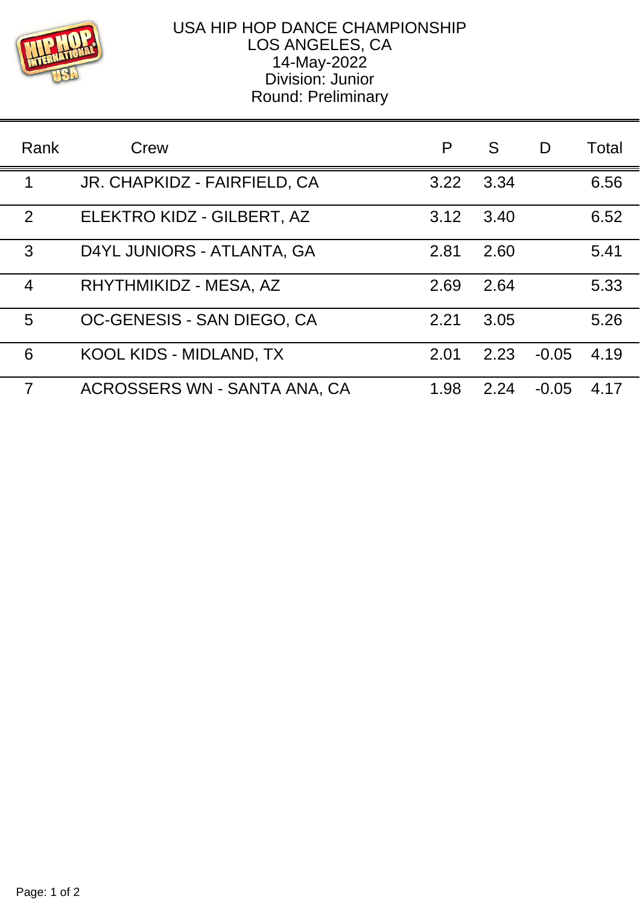# USA HIP HOP DANCE CHAMPIONSHIP

LOS ANGELES, CA
14-May-2022
Division: Junior
Round: Preliminary

| Rank | Crew | P | S | D | Total |
|---|---|---|---|---|---|
| 1 | JR. CHAPKIDZ - FAIRFIELD, CA | 3.22 | 3.34 | | 6.56 |
| 2 | ELEKTRO KIDZ - GILBERT, AZ | 3.12 | 3.40 | | 6.52 |
| 3 | D4YL JUNIORS - ATLANTA, GA | 2.81 | 2.60 | | 5.41 |
| 4 | RHYTHMIKIDZ - MESA, AZ | 2.69 | 2.64 | | 5.33 |
| 5 | OC-GENESIS - SAN DIEGO, CA | 2.21 | 3.05 | | 5.26 |
| 6 | KOOL KIDS - MIDLAND, TX | 2.01 | 2.23 | -0.05 | 4.19 |
| 7 | ACROSSERS WN - SANTA ANA, CA | 1.98 | 2.24 | -0.05 | 4.17 |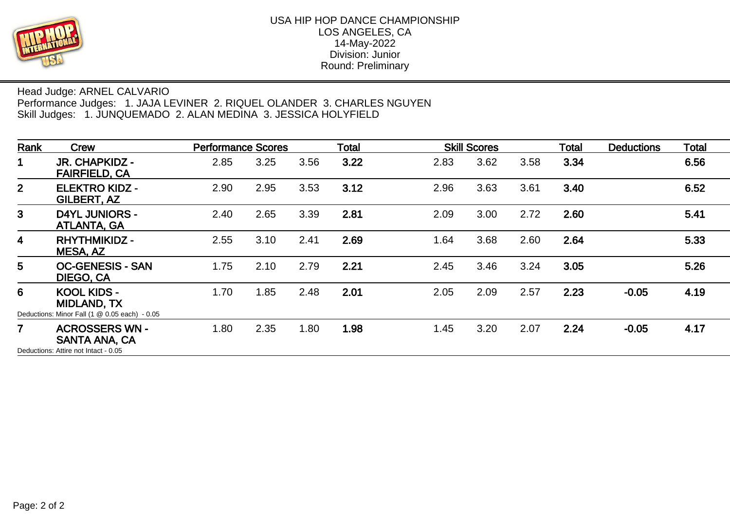USA HIP HOP DANCE CHAMPIONSHIP
LOS ANGELES, CA
14-May-2022
Division: Junior
Round: Preliminary

Head Judge: ARNEL CALVARIO
Performance Judges: 1. JAJA LEVINER 2. RIQUEL OLANDER 3. CHARLES NGUYEN
Skill Judges: 1. JUNQUEMADO 2. ALAN MEDINA 3. JESSICA HOLYFIELD

| Rank | Crew | Performance Scores | | | Total | Skill Scores | | | Total | Deductions | Total |
|---|---|---|---|---|---|---|---|---|---|---|---|
| 1 | JR. CHAPKIDZ - FAIRFIELD, CA | 2.85 | 3.25 | 3.56 | 3.22 | 2.83 | 3.62 | 3.58 | 3.34 | | 6.56 |
| 2 | ELEKTRO KIDZ - GILBERT, AZ | 2.90 | 2.95 | 3.53 | 3.12 | 2.96 | 3.63 | 3.61 | 3.40 | | 6.52 |
| 3 | D4YL JUNIORS - ATLANTA, GA | 2.40 | 2.65 | 3.39 | 2.81 | 2.09 | 3.00 | 2.72 | 2.60 | | 5.41 |
| 4 | RHYTHMIKIDZ - MESA, AZ | 2.55 | 3.10 | 2.41 | 2.69 | 1.64 | 3.68 | 2.60 | 2.64 | | 5.33 |
| 5 | OC-GENESIS - SAN DIEGO, CA | 1.75 | 2.10 | 2.79 | 2.21 | 2.45 | 3.46 | 3.24 | 3.05 | | 5.26 |
| 6 | KOOL KIDS - MIDLAND, TX<br>Deductions: Minor Fall (1 @ 0.05 each) - 0.05 | 1.70 | 1.85 | 2.48 | 2.01 | 2.05 | 2.09 | 2.57 | 2.23 | -0.05 | 4.19 |
| 7 | ACROSSERS WN - SANTA ANA, CA<br>Deductions: Attire not Intact - 0.05 | 1.80 | 2.35 | 1.80 | 1.98 | 1.45 | 3.20 | 2.07 | 2.24 | -0.05 | 4.17 |